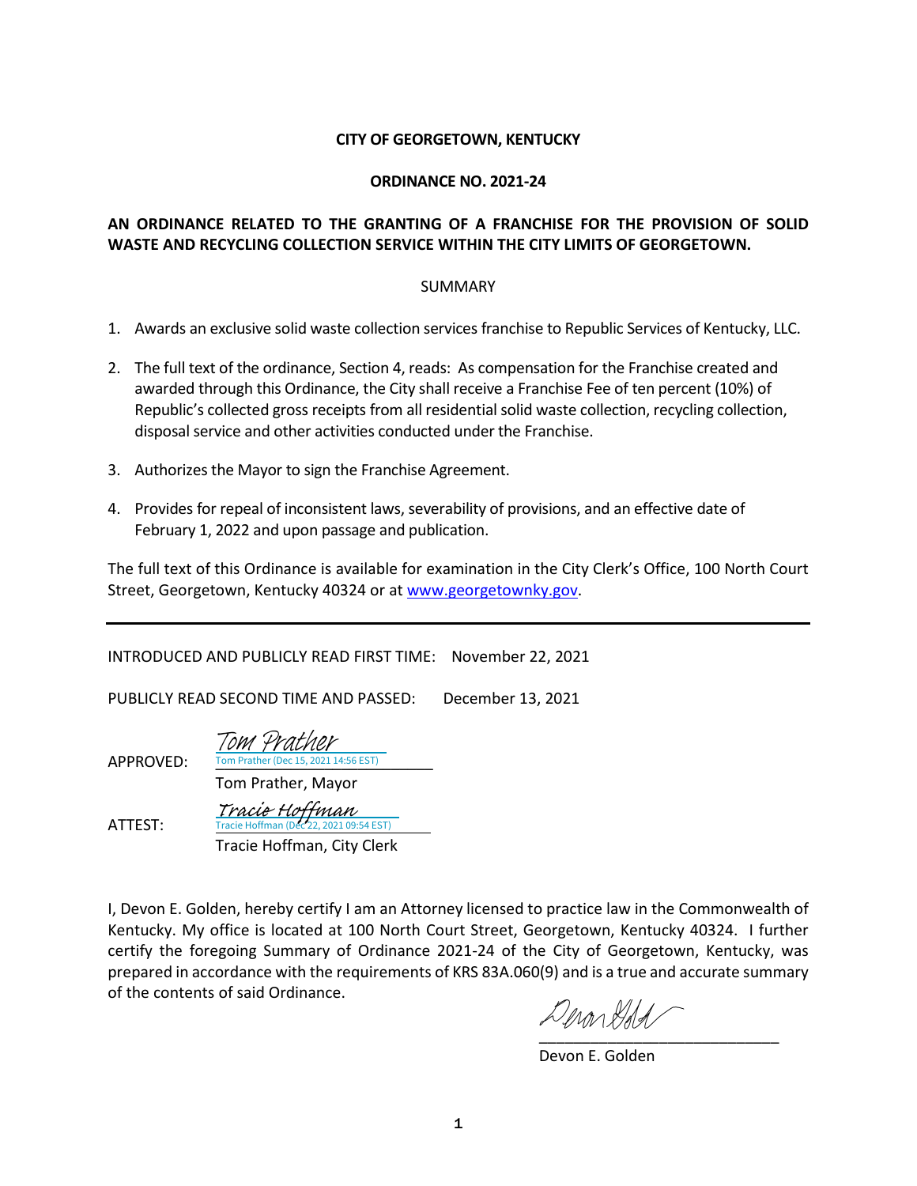**CITY OF GEORGETOWN, KENTUCKY**

**ORDINANCE NO. 2021-24**

**AN ORDINANCE RELATED TO THE GRANTING OF A FRANCHISE FOR THE PROVISION OF SOLID WASTE AND RECYCLING COLLECTION SERVICE WITHIN THE CITY LIMITS OF GEORGETOWN.**

SUMMARY

1. Awards an exclusive solid waste collection services franchise to Republic Services of Kentucky, LLC.

2. The full text of the ordinance, Section 4, reads: As compensation for the Franchise created and awarded through this Ordinance, the City shall receive a Franchise Fee of ten percent (10%) of Republic's collected gross receipts from all residential solid waste collection, recycling collection, disposal service and other activities conducted under the Franchise.

3. Authorizes the Mayor to sign the Franchise Agreement.

4. Provides for repeal of inconsistent laws, severability of provisions, and an effective date of February 1, 2022 and upon passage and publication.

The full text of this Ordinance is available for examination in the City Clerk's Office, 100 North Court Street, Georgetown, Kentucky 40324 or at www.georgetownky.gov.

---

INTRODUCED AND PUBLICLY READ FIRST TIME: November 22, 2021

PUBLICLY READ SECOND TIME AND PASSED: December 13, 2021

APPROVED: *Tom Prather*
Tom Prather (Dec 15, 2021 14:56 EST)
Tom Prather, Mayor

ATTEST: *Tracie Hoffman*
Tracie Hoffman (Dec 22, 2021 09:54 EST)
Tracie Hoffman, City Clerk

I, Devon E. Golden, hereby certify I am an Attorney licensed to practice law in the Commonwealth of Kentucky. My office is located at 100 North Court Street, Georgetown, Kentucky 40324. I further certify the foregoing Summary of Ordinance 2021-24 of the City of Georgetown, Kentucky, was prepared in accordance with the requirements of KRS 83A.060(9) and is a true and accurate summary of the contents of said Ordinance.

*[signature]*
\_\_\_\_\_\_\_\_\_\_\_\_\_\_\_\_\_\_\_\_\_\_\_\_\_\_\_\_
Devon E. Golden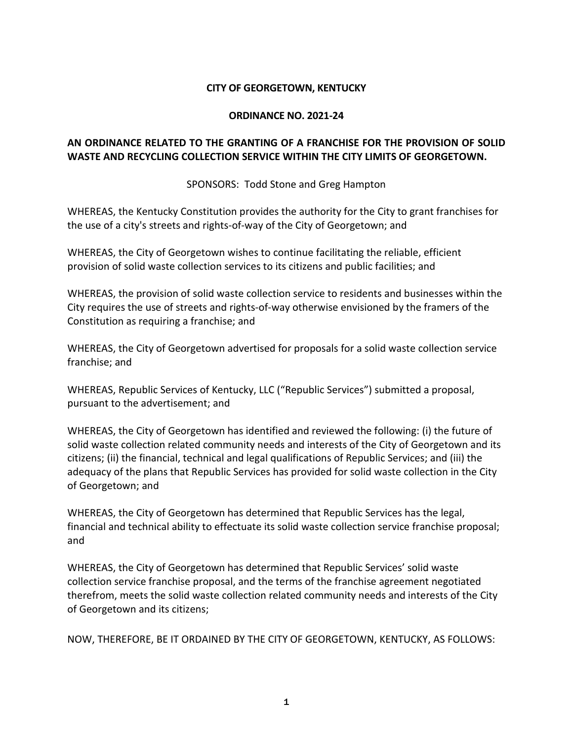**CITY OF GEORGETOWN, KENTUCKY**

**ORDINANCE NO. 2021-24**

**AN ORDINANCE RELATED TO THE GRANTING OF A FRANCHISE FOR THE PROVISION OF SOLID WASTE AND RECYCLING COLLECTION SERVICE WITHIN THE CITY LIMITS OF GEORGETOWN.**

SPONSORS: Todd Stone and Greg Hampton

WHEREAS, the Kentucky Constitution provides the authority for the City to grant franchises for the use of a city's streets and rights-of-way of the City of Georgetown; and

WHEREAS, the City of Georgetown wishes to continue facilitating the reliable, efficient provision of solid waste collection services to its citizens and public facilities; and

WHEREAS, the provision of solid waste collection service to residents and businesses within the City requires the use of streets and rights-of-way otherwise envisioned by the framers of the Constitution as requiring a franchise; and

WHEREAS, the City of Georgetown advertised for proposals for a solid waste collection service franchise; and

WHEREAS, Republic Services of Kentucky, LLC ("Republic Services") submitted a proposal, pursuant to the advertisement; and

WHEREAS, the City of Georgetown has identified and reviewed the following: (i) the future of solid waste collection related community needs and interests of the City of Georgetown and its citizens; (ii) the financial, technical and legal qualifications of Republic Services; and (iii) the adequacy of the plans that Republic Services has provided for solid waste collection in the City of Georgetown; and

WHEREAS, the City of Georgetown has determined that Republic Services has the legal, financial and technical ability to effectuate its solid waste collection service franchise proposal; and

WHEREAS, the City of Georgetown has determined that Republic Services' solid waste collection service franchise proposal, and the terms of the franchise agreement negotiated therefrom, meets the solid waste collection related community needs and interests of the City of Georgetown and its citizens;

NOW, THEREFORE, BE IT ORDAINED BY THE CITY OF GEORGETOWN, KENTUCKY, AS FOLLOWS: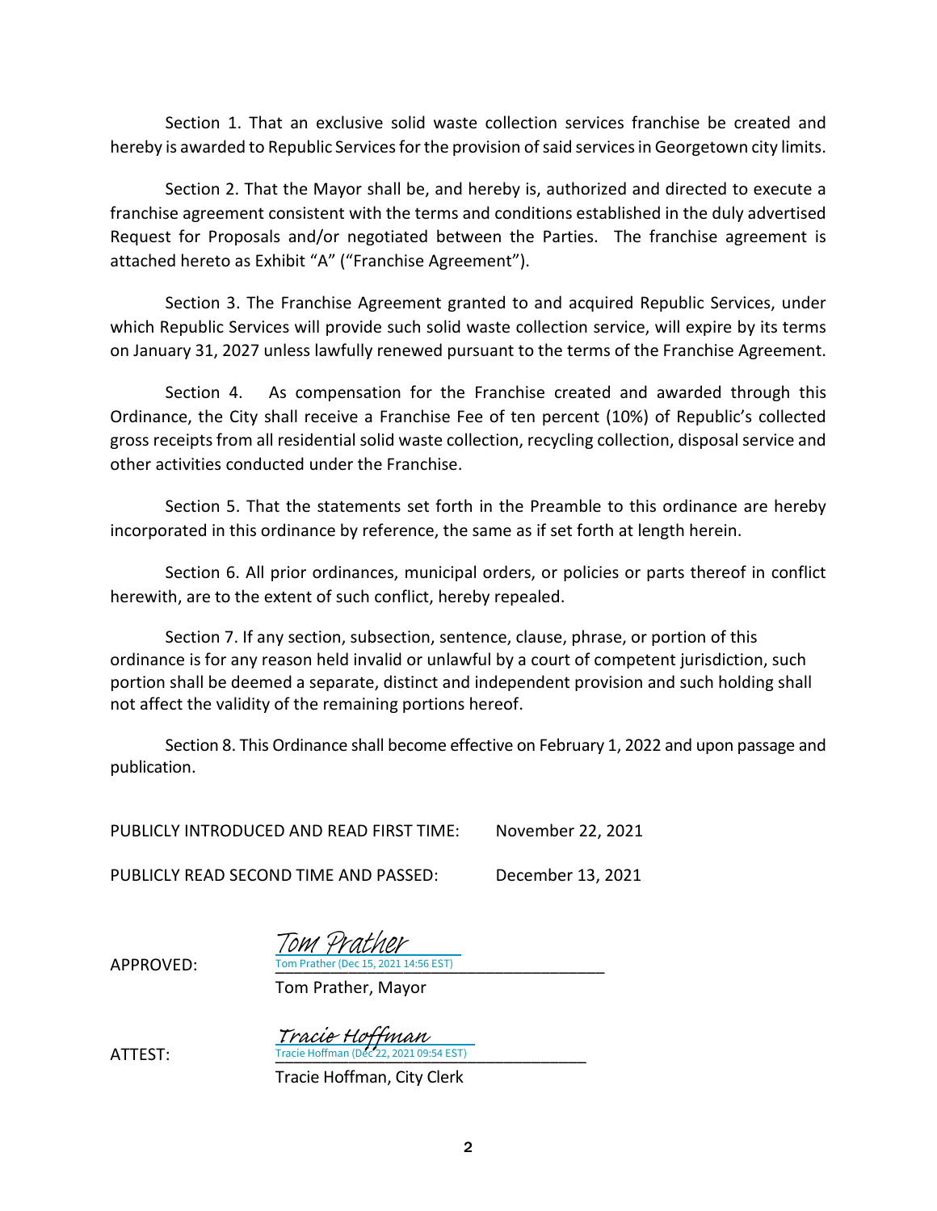Section 1. That an exclusive solid waste collection services franchise be created and hereby is awarded to Republic Services for the provision of said services in Georgetown city limits.

Section 2. That the Mayor shall be, and hereby is, authorized and directed to execute a franchise agreement consistent with the terms and conditions established in the duly advertised Request for Proposals and/or negotiated between the Parties. The franchise agreement is attached hereto as Exhibit "A" ("Franchise Agreement").

Section 3. The Franchise Agreement granted to and acquired Republic Services, under which Republic Services will provide such solid waste collection service, will expire by its terms on January 31, 2027 unless lawfully renewed pursuant to the terms of the Franchise Agreement.

Section 4. As compensation for the Franchise created and awarded through this Ordinance, the City shall receive a Franchise Fee of ten percent (10%) of Republic's collected gross receipts from all residential solid waste collection, recycling collection, disposal service and other activities conducted under the Franchise.

Section 5. That the statements set forth in the Preamble to this ordinance are hereby incorporated in this ordinance by reference, the same as if set forth at length herein.

Section 6. All prior ordinances, municipal orders, or policies or parts thereof in conflict herewith, are to the extent of such conflict, hereby repealed.

Section 7. If any section, subsection, sentence, clause, phrase, or portion of this ordinance is for any reason held invalid or unlawful by a court of competent jurisdiction, such portion shall be deemed a separate, distinct and independent provision and such holding shall not affect the validity of the remaining portions hereof.

Section 8. This Ordinance shall become effective on February 1, 2022 and upon passage and publication.

PUBLICLY INTRODUCED AND READ FIRST TIME: November 22, 2021

PUBLICLY READ SECOND TIME AND PASSED: December 13, 2021

APPROVED: *Tom Prather*
Tom Prather (Dec 15, 2021 14:56 EST)
Tom Prather, Mayor

ATTEST: *Tracie Hoffman*
Tracie Hoffman (Dec 22, 2021 09:54 EST)
Tracie Hoffman, City Clerk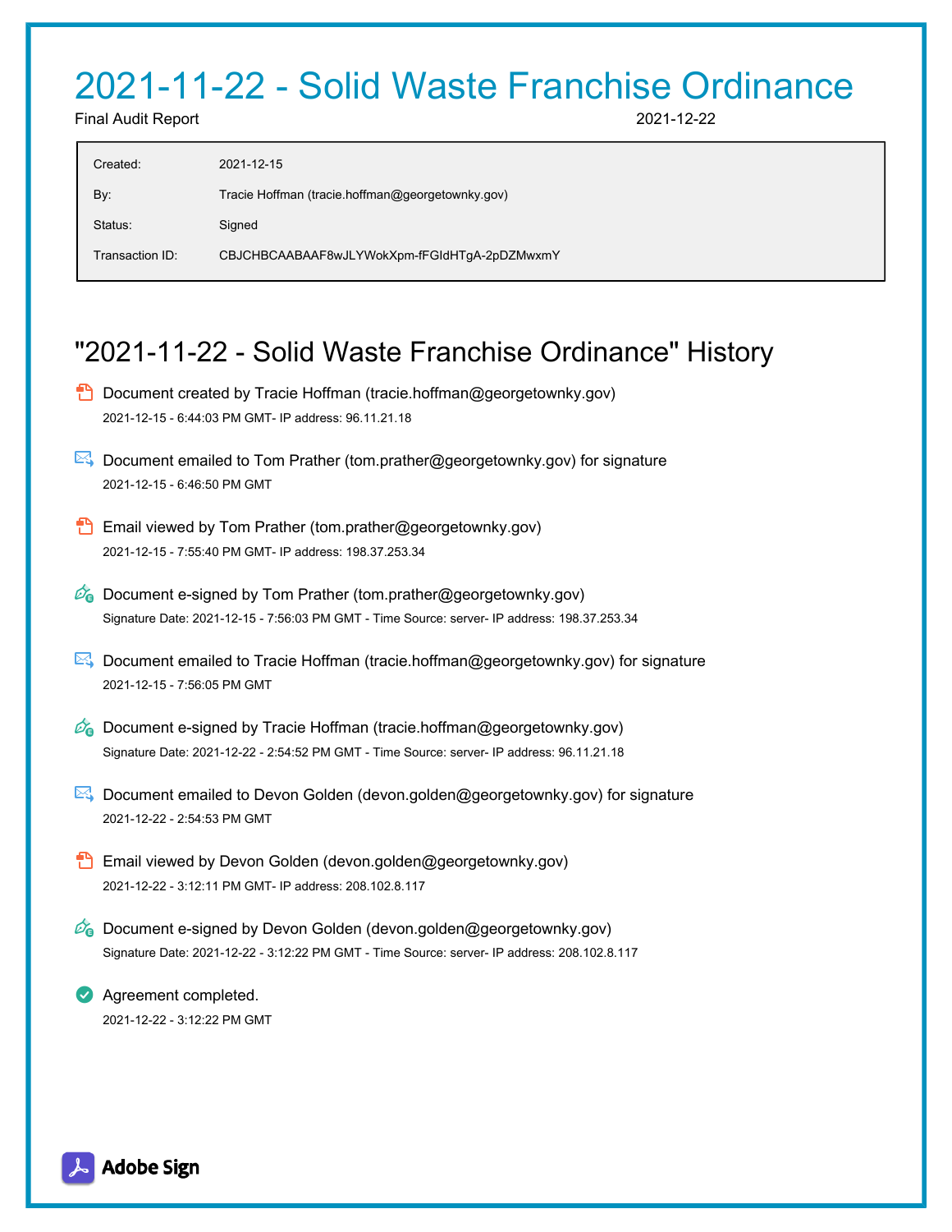# 2021-11-22 - Solid Waste Franchise Ordinance

Final Audit Report 2021-12-22

| | |
|---|---|
| Created: | 2021-12-15 |
| By: | Tracie Hoffman (tracie.hoffman@georgetownky.gov) |
| Status: | Signed |
| Transaction ID: | CBJCHBCAABAAF8wJLYWokXpm-fFGIdHTgA-2pDZMwxmY |

## "2021-11-22 - Solid Waste Franchise Ordinance" History

- Document created by Tracie Hoffman (tracie.hoffman@georgetownky.gov)
  2021-12-15 - 6:44:03 PM GMT- IP address: 96.11.21.18

- Document emailed to Tom Prather (tom.prather@georgetownky.gov) for signature
  2021-12-15 - 6:46:50 PM GMT

- Email viewed by Tom Prather (tom.prather@georgetownky.gov)
  2021-12-15 - 7:55:40 PM GMT- IP address: 198.37.253.34

- Document e-signed by Tom Prather (tom.prather@georgetownky.gov)
  Signature Date: 2021-12-15 - 7:56:03 PM GMT - Time Source: server- IP address: 198.37.253.34

- Document emailed to Tracie Hoffman (tracie.hoffman@georgetownky.gov) for signature
  2021-12-15 - 7:56:05 PM GMT

- Document e-signed by Tracie Hoffman (tracie.hoffman@georgetownky.gov)
  Signature Date: 2021-12-22 - 2:54:52 PM GMT - Time Source: server- IP address: 96.11.21.18

- Document emailed to Devon Golden (devon.golden@georgetownky.gov) for signature
  2021-12-22 - 2:54:53 PM GMT

- Email viewed by Devon Golden (devon.golden@georgetownky.gov)
  2021-12-22 - 3:12:11 PM GMT- IP address: 208.102.8.117

- Document e-signed by Devon Golden (devon.golden@georgetownky.gov)
  Signature Date: 2021-12-22 - 3:12:22 PM GMT - Time Source: server- IP address: 208.102.8.117

- Agreement completed.
  2021-12-22 - 3:12:22 PM GMT

Adobe Sign